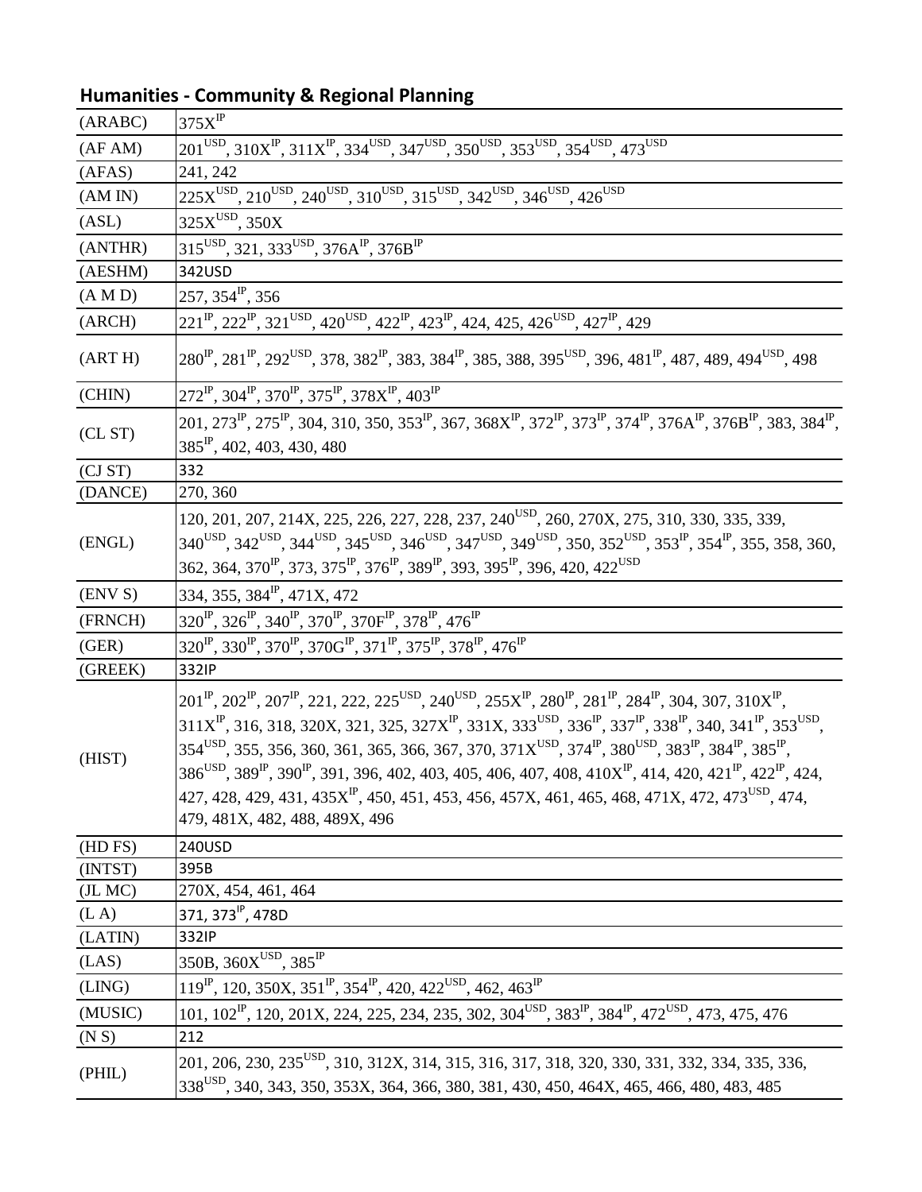## Humanities - Community & Regional Planning

| | |
|---|---|
| (ARABC) | 375X$^{IP}$ |
| (AF AM) | 201$^{USD}$, 310X$^{IP}$, 311X$^{IP}$, 334$^{USD}$, 347$^{USD}$, 350$^{USD}$, 353$^{USD}$, 354$^{USD}$, 473$^{USD}$ |
| (AFAS) | 241, 242 |
| (AM IN) | 225X$^{USD}$, 210$^{USD}$, 240$^{USD}$, 310$^{USD}$, 315$^{USD}$, 342$^{USD}$, 346$^{USD}$, 426$^{USD}$ |
| (ASL) | 325X$^{USD}$, 350X |
| (ANTHR) | 315$^{USD}$, 321, 333$^{USD}$, 376A$^{IP}$, 376B$^{IP}$ |
| (AESHM) | 342USD |
| (A M D) | 257, 354$^{IP}$, 356 |
| (ARCH) | 221$^{IP}$, 222$^{IP}$, 321$^{USD}$, 420$^{USD}$, 422$^{IP}$, 423$^{IP}$, 424, 425, 426$^{USD}$, 427$^{IP}$, 429 |
| (ART H) | 280$^{IP}$, 281$^{IP}$, 292$^{USD}$, 378, 382$^{IP}$, 383, 384$^{IP}$, 385, 388, 395$^{USD}$, 396, 481$^{IP}$, 487, 489, 494$^{USD}$, 498 |
| (CHIN) | 272$^{IP}$, 304$^{IP}$, 370$^{IP}$, 375$^{IP}$, 378X$^{IP}$, 403$^{IP}$ |
| (CL ST) | 201, 273$^{IP}$, 275$^{IP}$, 304, 310, 350, 353$^{IP}$, 367, 368X$^{IP}$, 372$^{IP}$, 373$^{IP}$, 374$^{IP}$, 376A$^{IP}$, 376B$^{IP}$, 383, 384$^{IP}$, 385$^{IP}$, 402, 403, 430, 480 |
| (CJ ST) | 332 |
| (DANCE) | 270, 360 |
| (ENGL) | 120, 201, 207, 214X, 225, 226, 227, 228, 237, 240$^{USD}$, 260, 270X, 275, 310, 330, 335, 339, 340$^{USD}$, 342$^{USD}$, 344$^{USD}$, 345$^{USD}$, 346$^{USD}$, 347$^{USD}$, 349$^{USD}$, 350, 352$^{USD}$, 353$^{IP}$, 354$^{IP}$, 355, 358, 360, 362, 364, 370$^{IP}$, 373, 375$^{IP}$, 376$^{IP}$, 389$^{IP}$, 393, 395$^{IP}$, 396, 420, 422$^{USD}$ |
| (ENV S) | 334, 355, 384$^{IP}$, 471X, 472 |
| (FRNCH) | 320$^{IP}$, 326$^{IP}$, 340$^{IP}$, 370$^{IP}$, 370F$^{IP}$, 378$^{IP}$, 476$^{IP}$ |
| (GER) | 320$^{IP}$, 330$^{IP}$, 370$^{IP}$, 370G$^{IP}$, 371$^{IP}$, 375$^{IP}$, 378$^{IP}$, 476$^{IP}$ |
| (GREEK) | 332IP |
| (HIST) | 201$^{IP}$, 202$^{IP}$, 207$^{IP}$, 221, 222, 225$^{USD}$, 240$^{USD}$, 255X$^{IP}$, 280$^{IP}$, 281$^{IP}$, 284$^{IP}$, 304, 307, 310X$^{IP}$, 311X$^{IP}$, 316, 318, 320X, 321, 325, 327X$^{IP}$, 331X, 333$^{USD}$, 336$^{IP}$, 337$^{IP}$, 338$^{IP}$, 340, 341$^{IP}$, 353$^{USD}$, 354$^{USD}$, 355, 356, 360, 361, 365, 366, 367, 370, 371X$^{USD}$, 374$^{IP}$, 380$^{USD}$, 383$^{IP}$, 384$^{IP}$, 385$^{IP}$, 386$^{USD}$, 389$^{IP}$, 390$^{IP}$, 391, 396, 402, 403, 405, 406, 407, 408, 410X$^{IP}$, 414, 420, 421$^{IP}$, 422$^{IP}$, 424, 427, 428, 429, 431, 435X$^{IP}$, 450, 451, 453, 456, 457X, 461, 465, 468, 471X, 472, 473$^{USD}$, 474, 479, 481X, 482, 488, 489X, 496 |
| (HD FS) | 240USD |
| (INTST) | 395B |
| (JL MC) | 270X, 454, 461, 464 |
| (L A) | 371, 373$^{IP}$, 478D |
| (LATIN) | 332IP |
| (LAS) | 350B, 360X$^{USD}$, 385$^{IP}$ |
| (LING) | 119$^{IP}$, 120, 350X, 351$^{IP}$, 354$^{IP}$, 420, 422$^{USD}$, 462, 463$^{IP}$ |
| (MUSIC) | 101, 102$^{IP}$, 120, 201X, 224, 225, 234, 235, 302, 304$^{USD}$, 383$^{IP}$, 384$^{IP}$, 472$^{USD}$, 473, 475, 476 |
| (N S) | 212 |
| (PHIL) | 201, 206, 230, 235$^{USD}$, 310, 312X, 314, 315, 316, 317, 318, 320, 330, 331, 332, 334, 335, 336, 338$^{USD}$, 340, 343, 350, 353X, 364, 366, 380, 381, 430, 450, 464X, 465, 466, 480, 483, 485 |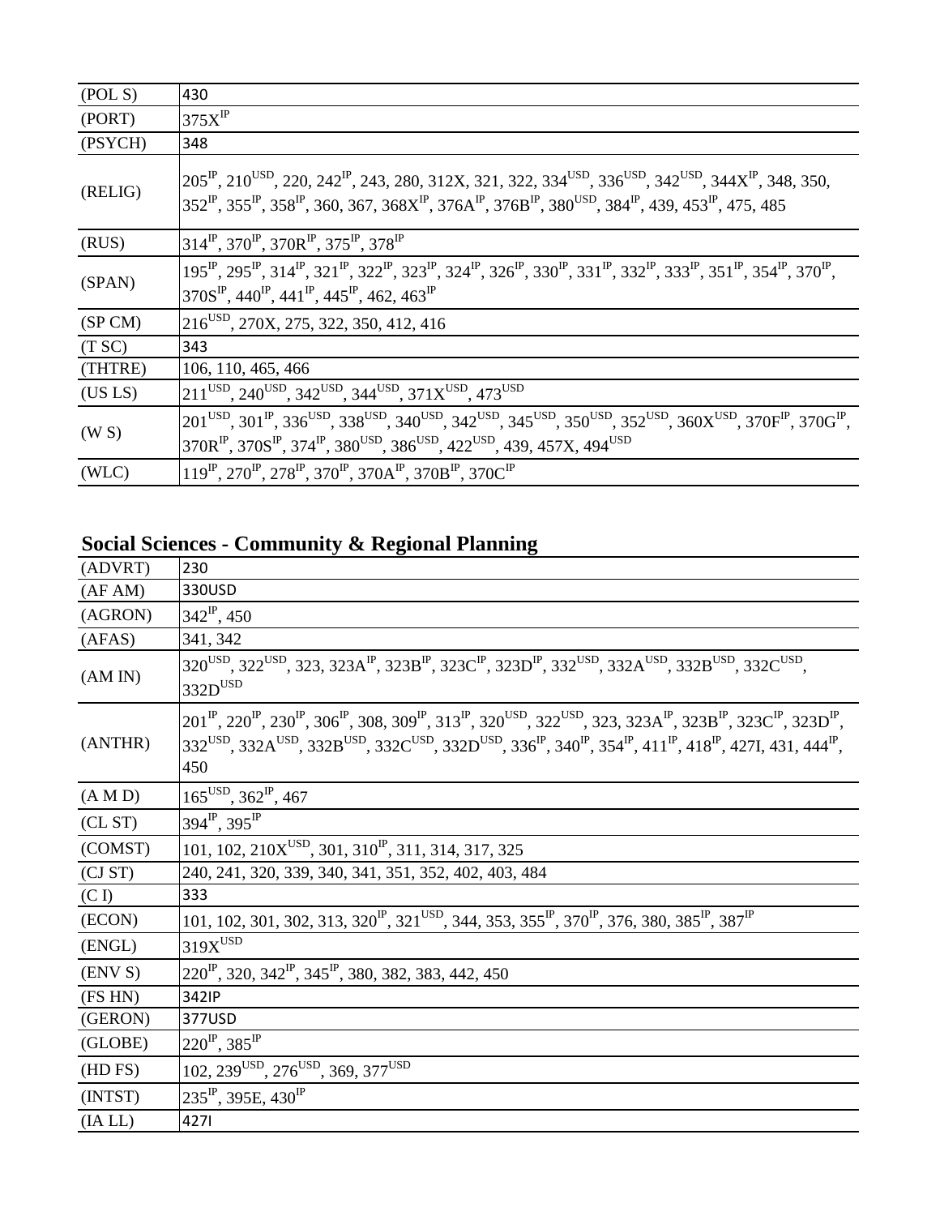| (POL S) | 430 |
|---|---|
| (PORT) | 375X$^{IP}$ |
| (PSYCH) | 348 |
| (RELIG) | 205$^{IP}$, 210$^{USD}$, 220, 242$^{IP}$, 243, 280, 312X, 321, 322, 334$^{USD}$, 336$^{USD}$, 342$^{USD}$, 344X$^{IP}$, 348, 350, 352$^{IP}$, 355$^{IP}$, 358$^{IP}$, 360, 367, 368X$^{IP}$, 376A$^{IP}$, 376B$^{IP}$, 380$^{USD}$, 384$^{IP}$, 439, 453$^{IP}$, 475, 485 |
| (RUS) | 314$^{IP}$, 370$^{IP}$, 370R$^{IP}$, 375$^{IP}$, 378$^{IP}$ |
| (SPAN) | 195$^{IP}$, 295$^{IP}$, 314$^{IP}$, 321$^{IP}$, 322$^{IP}$, 323$^{IP}$, 324$^{IP}$, 326$^{IP}$, 330$^{IP}$, 331$^{IP}$, 332$^{IP}$, 333$^{IP}$, 351$^{IP}$, 354$^{IP}$, 370$^{IP}$, 370S$^{IP}$, 440$^{IP}$, 441$^{IP}$, 445$^{IP}$, 462, 463$^{IP}$ |
| (SP CM) | 216$^{USD}$, 270X, 275, 322, 350, 412, 416 |
| (T SC) | 343 |
| (THTRE) | 106, 110, 465, 466 |
| (US LS) | 211$^{USD}$, 240$^{USD}$, 342$^{USD}$, 344$^{USD}$, 371X$^{USD}$, 473$^{USD}$ |
| (W S) | 201$^{USD}$, 301$^{IP}$, 336$^{USD}$, 338$^{USD}$, 340$^{USD}$, 342$^{USD}$, 345$^{USD}$, 350$^{USD}$, 352$^{USD}$, 360X$^{USD}$, 370F$^{IP}$, 370G$^{IP}$, 370R$^{IP}$, 370S$^{IP}$, 374$^{IP}$, 380$^{USD}$, 386$^{USD}$, 422$^{USD}$, 439, 457X, 494$^{USD}$ |
| (WLC) | 119$^{IP}$, 270$^{IP}$, 278$^{IP}$, 370$^{IP}$, 370A$^{IP}$, 370B$^{IP}$, 370C$^{IP}$ |

## Social Sciences - Community & Regional Planning

| (ADVRT) | 230 |
|---|---|
| (AF AM) | 330USD |
| (AGRON) | 342$^{IP}$, 450 |
| (AFAS) | 341, 342 |
| (AM IN) | 320$^{USD}$, 322$^{USD}$, 323, 323A$^{IP}$, 323B$^{IP}$, 323C$^{IP}$, 323D$^{IP}$, 332$^{USD}$, 332A$^{USD}$, 332B$^{USD}$, 332C$^{USD}$, 332D$^{USD}$ |
| (ANTHR) | 201$^{IP}$, 220$^{IP}$, 230$^{IP}$, 306$^{IP}$, 308, 309$^{IP}$, 313$^{IP}$, 320$^{USD}$, 322$^{USD}$, 323, 323A$^{IP}$, 323B$^{IP}$, 323C$^{IP}$, 323D$^{IP}$, 332$^{USD}$, 332A$^{USD}$, 332B$^{USD}$, 332C$^{USD}$, 332D$^{USD}$, 336$^{IP}$, 340$^{IP}$, 354$^{IP}$, 411$^{IP}$, 418$^{IP}$, 427I, 431, 444$^{IP}$, 450 |
| (A M D) | 165$^{USD}$, 362$^{IP}$, 467 |
| (CL ST) | 394$^{IP}$, 395$^{IP}$ |
| (COMST) | 101, 102, 210X$^{USD}$, 301, 310$^{IP}$, 311, 314, 317, 325 |
| (CJ ST) | 240, 241, 320, 339, 340, 341, 351, 352, 402, 403, 484 |
| (C I) | 333 |
| (ECON) | 101, 102, 301, 302, 313, 320$^{IP}$, 321$^{USD}$, 344, 353, 355$^{IP}$, 370$^{IP}$, 376, 380, 385$^{IP}$, 387$^{IP}$ |
| (ENGL) | 319X$^{USD}$ |
| (ENV S) | 220$^{IP}$, 320, 342$^{IP}$, 345$^{IP}$, 380, 382, 383, 442, 450 |
| (FS HN) | 342IP |
| (GERON) | 377USD |
| (GLOBE) | 220$^{IP}$, 385$^{IP}$ |
| (HD FS) | 102, 239$^{USD}$, 276$^{USD}$, 369, 377$^{USD}$ |
| (INTST) | 235$^{IP}$, 395E, 430$^{IP}$ |
| (IA LL) | 427I |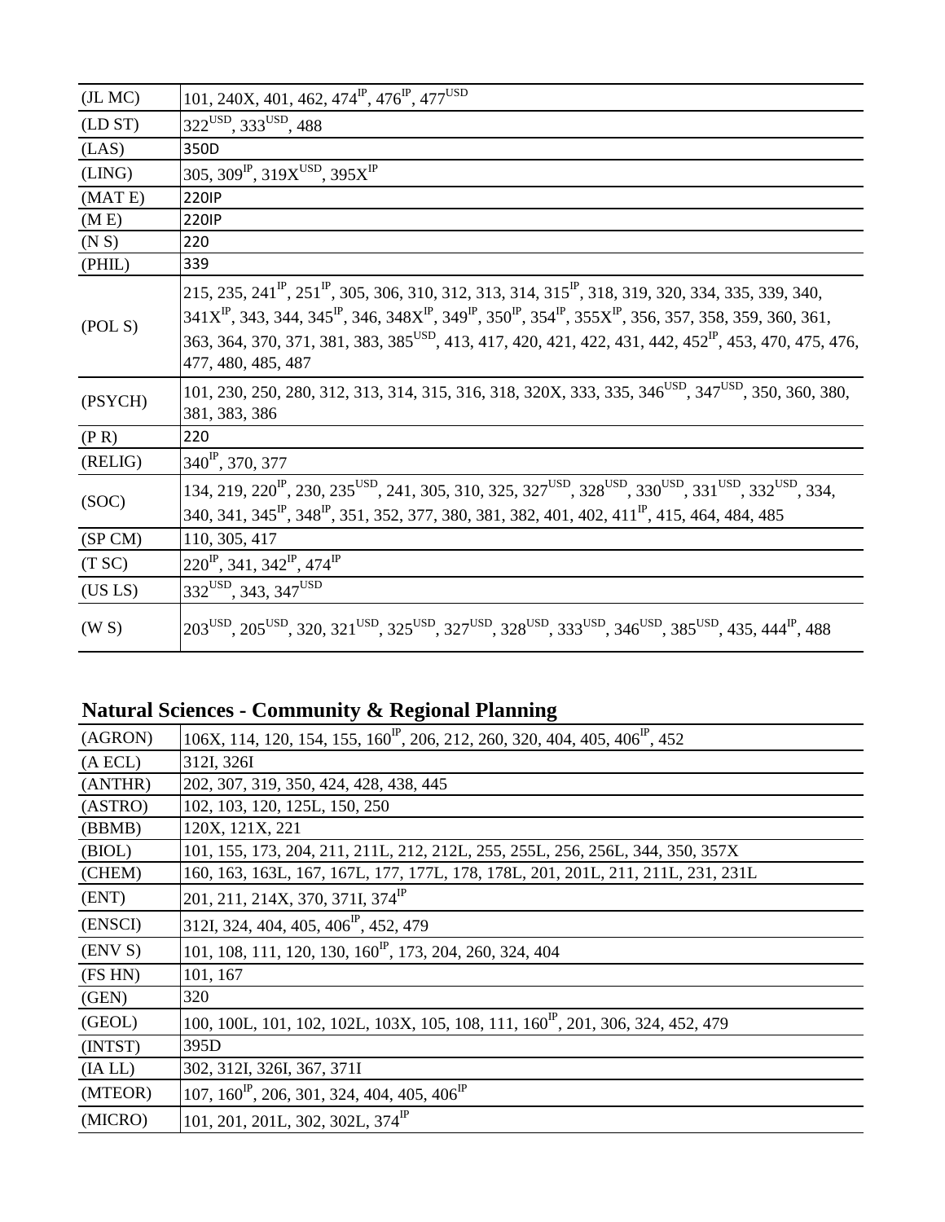| | |
|---|---|
| (JL MC) | 101, 240X, 401, 462, 474[IP], 476[IP], 477[USD] |
| (LD ST) | 322[USD], 333[USD], 488 |
| (LAS) | 350D |
| (LING) | 305, 309[IP], 319X[USD], 395X[IP] |
| (MAT E) | 220IP |
| (M E) | 220IP |
| (N S) | 220 |
| (PHIL) | 339 |
| (POL S) | 215, 235, 241[IP], 251[IP], 305, 306, 310, 312, 313, 314, 315[IP], 318, 319, 320, 334, 335, 339, 340, 341X[IP], 343, 344, 345[IP], 346, 348X[IP], 349[IP], 350[IP], 354[IP], 355X[IP], 356, 357, 358, 359, 360, 361, 363, 364, 370, 371, 381, 383, 385[USD], 413, 417, 420, 421, 422, 431, 442, 452[IP], 453, 470, 475, 476, 477, 480, 485, 487 |
| (PSYCH) | 101, 230, 250, 280, 312, 313, 314, 315, 316, 318, 320X, 333, 335, 346[USD], 347[USD], 350, 360, 380, 381, 383, 386 |
| (P R) | 220 |
| (RELIG) | 340[IP], 370, 377 |
| (SOC) | 134, 219, 220[IP], 230, 235[USD], 241, 305, 310, 325, 327[USD], 328[USD], 330[USD], 331[USD], 332[USD], 334, 340, 341, 345[IP], 348[IP], 351, 352, 377, 380, 381, 382, 401, 402, 411[IP], 415, 464, 484, 485 |
| (SP CM) | 110, 305, 417 |
| (T SC) | 220[IP], 341, 342[IP], 474[IP] |
| (US LS) | 332[USD], 343, 347[USD] |
| (W S) | 203[USD], 205[USD], 320, 321[USD], 325[USD], 327[USD], 328[USD], 333[USD], 346[USD], 385[USD], 435, 444[IP], 488 |

## Natural Sciences - Community & Regional Planning

| | |
|---|---|
| (AGRON) | 106X, 114, 120, 154, 155, 160[IP], 206, 212, 260, 320, 404, 405, 406[IP], 452 |
| (A ECL) | 312I, 326I |
| (ANTHR) | 202, 307, 319, 350, 424, 428, 438, 445 |
| (ASTRO) | 102, 103, 120, 125L, 150, 250 |
| (BBMB) | 120X, 121X, 221 |
| (BIOL) | 101, 155, 173, 204, 211, 211L, 212, 212L, 255, 255L, 256, 256L, 344, 350, 357X |
| (CHEM) | 160, 163, 163L, 167, 167L, 177, 177L, 178, 178L, 201, 201L, 211, 211L, 231, 231L |
| (ENT) | 201, 211, 214X, 370, 371I, 374[IP] |
| (ENSCI) | 312I, 324, 404, 405, 406[IP], 452, 479 |
| (ENV S) | 101, 108, 111, 120, 130, 160[IP], 173, 204, 260, 324, 404 |
| (FS HN) | 101, 167 |
| (GEN) | 320 |
| (GEOL) | 100, 100L, 101, 102, 102L, 103X, 105, 108, 111, 160[IP], 201, 306, 324, 452, 479 |
| (INTST) | 395D |
| (IA LL) | 302, 312I, 326I, 367, 371I |
| (MTEOR) | 107, 160[IP], 206, 301, 324, 404, 405, 406[IP] |
| (MICRO) | 101, 201, 201L, 302, 302L, 374[IP] |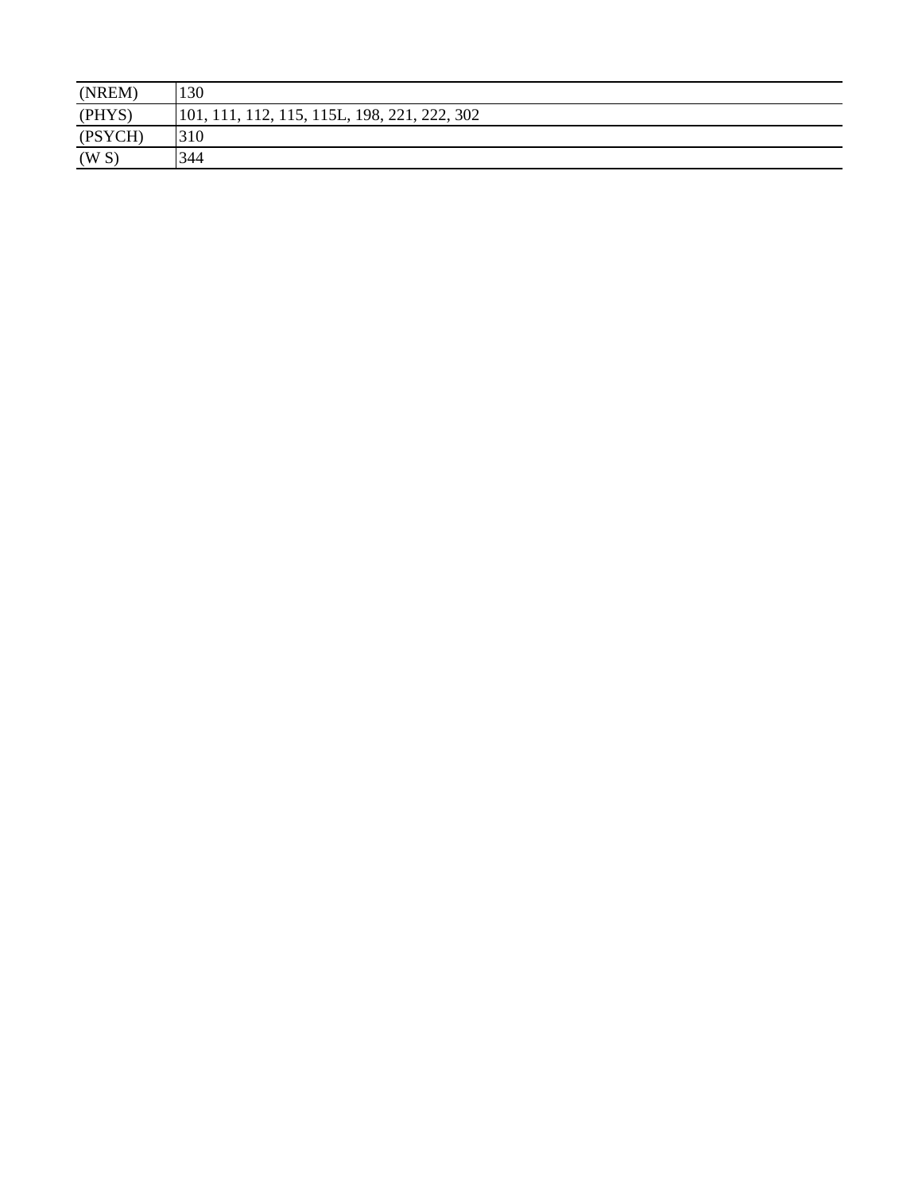| | |
|---|---|
| (NREM) | 130 |
| (PHYS) | 101, 111, 112, 115, 115L, 198, 221, 222, 302 |
| (PSYCH) | 310 |
| (W S) | 344 |